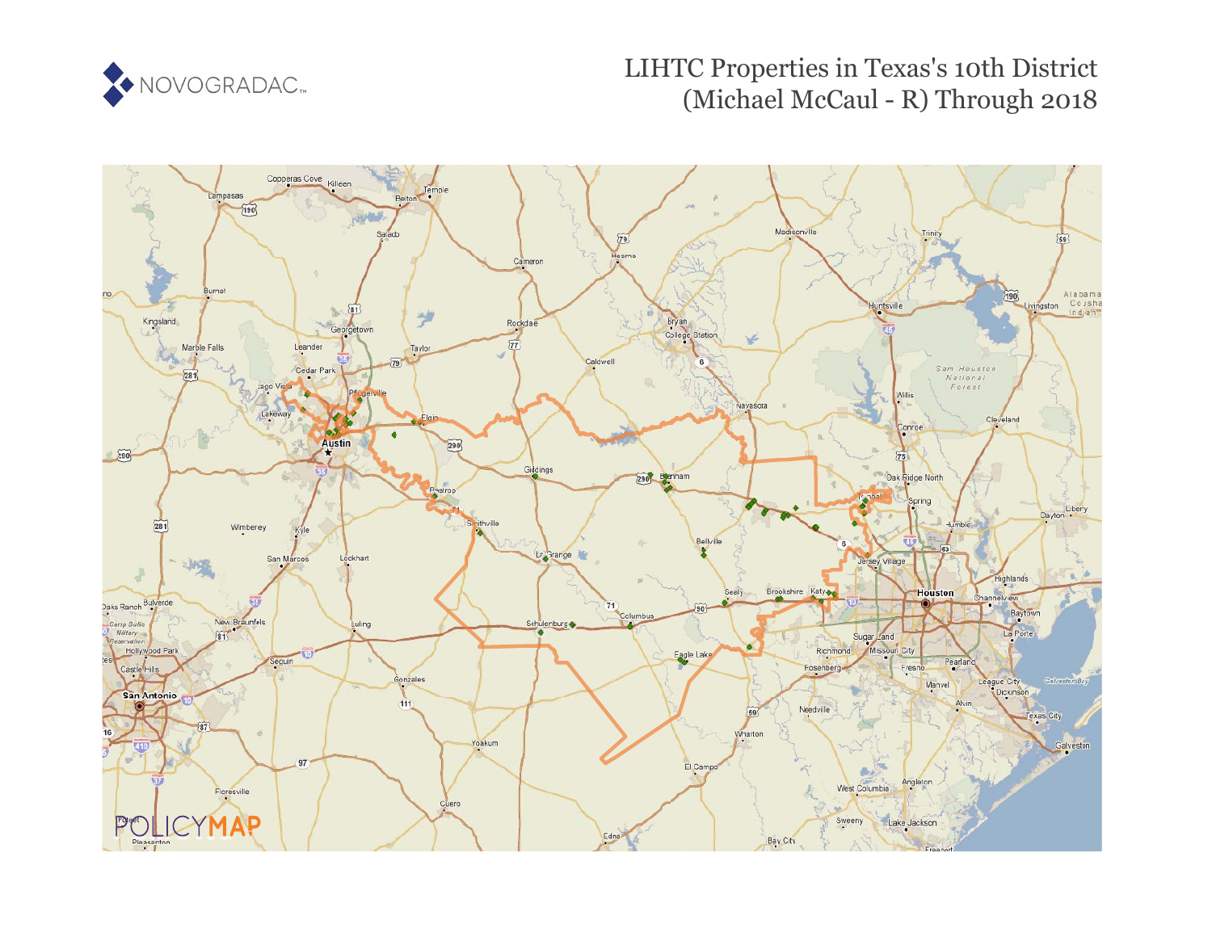# LIHTC Properties in Texas's 10th District (Michael McCaul - R) Through 2018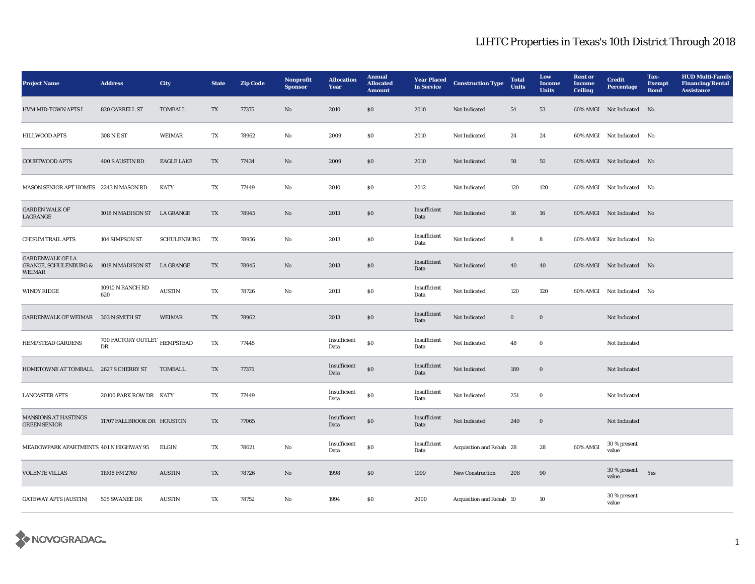# LIHTC Properties in Texas's 10th District Through 2018

| Project Name | Address | City | State | Zip Code | Nonprofit Sponsor | Allocation Year | Annual Allocated Amount | Year Placed in Service | Construction Type | Total Units | Low Income Units | Rent or Income Ceiling | Credit Percentage | Tax-Exempt Bond | HUD Multi-Family Financing/Rental Assistance |
|---|---|---|---|---|---|---|---|---|---|---|---|---|---|---|---|
| HVM MID-TOWN APTS I | 820 CARRELL ST | TOMBALL | TX | 77375 | No | 2010 | $0 | 2010 | Not Indicated | 54 | 53 | 60% AMGI | Not Indicated | No | |
| HILLWOOD APTS | 308 N E ST | WEIMAR | TX | 78962 | No | 2009 | $0 | 2010 | Not Indicated | 24 | 24 | 60% AMGI | Not Indicated | No | |
| COURTWOOD APTS | 400 S AUSTIN RD | EAGLE LAKE | TX | 77434 | No | 2009 | $0 | 2010 | Not Indicated | 50 | 50 | 60% AMGI | Not Indicated | No | |
| MASON SENIOR APT HOMES | 2243 N MASON RD | KATY | TX | 77449 | No | 2010 | $0 | 2012 | Not Indicated | 120 | 120 | 60% AMGI | Not Indicated | No | |
| GARDEN WALK OF LAGRANGE | 1018 N MADISON ST | LA GRANGE | TX | 78945 | No | 2013 | $0 | Insufficient Data | Not Indicated | 16 | 16 | 60% AMGI | Not Indicated | No | |
| CHISUM TRAIL APTS | 104 SIMPSON ST | SCHULENBURG | TX | 78956 | No | 2013 | $0 | Insufficient Data | Not Indicated | 8 | 8 | 60% AMGI | Not Indicated | No | |
| GARDENWALK OF LA GRANGE, SCHULENBURG & WEIMAR | 1018 N MADISON ST | LA GRANGE | TX | 78945 | No | 2013 | $0 | Insufficient Data | Not Indicated | 40 | 40 | 60% AMGI | Not Indicated | No | |
| WINDY RIDGE | 10910 N RANCH RD 620 | AUSTIN | TX | 78726 | No | 2013 | $0 | Insufficient Data | Not Indicated | 120 | 120 | 60% AMGI | Not Indicated | No | |
| GARDENWALK OF WEIMAR | 303 N SMITH ST | WEIMAR | TX | 78962 | | 2013 | $0 | Insufficient Data | Not Indicated | 0 | 0 | | Not Indicated | | |
| HEMPSTEAD GARDENS | 700 FACTORY OUTLET DR | HEMPSTEAD | TX | 77445 | | Insufficient Data | $0 | Insufficient Data | Not Indicated | 48 | 0 | | Not Indicated | | |
| HOMETOWNE AT TOMBALL | 2627 S CHERRY ST | TOMBALL | TX | 77375 | | Insufficient Data | $0 | Insufficient Data | Not Indicated | 189 | 0 | | Not Indicated | | |
| LANCASTER APTS | 20100 PARK ROW DR | KATY | TX | 77449 | | Insufficient Data | $0 | Insufficient Data | Not Indicated | 251 | 0 | | Not Indicated | | |
| MANSIONS AT HASTINGS GREEN SENIOR | 11707 FALLBROOK DR | HOUSTON | TX | 77065 | | Insufficient Data | $0 | Insufficient Data | Not Indicated | 249 | 0 | | Not Indicated | | |
| MEADOWPARK APARTMENTS | 401 N HIGHWAY 95 | ELGIN | TX | 78621 | No | Insufficient Data | $0 | Insufficient Data | Acquisition and Rehab | 28 | 28 | 60% AMGI | 30 % present value | | |
| VOLENTE VILLAS | 11908 FM 2769 | AUSTIN | TX | 78726 | No | 1998 | $0 | 1999 | New Construction | 208 | 90 | | 30 % present value | Yes | |
| GATEWAY APTS (AUSTIN) | 505 SWANEE DR | AUSTIN | TX | 78752 | No | 1994 | $0 | 2000 | Acquisition and Rehab | 10 | 10 | | 30 % present value | | |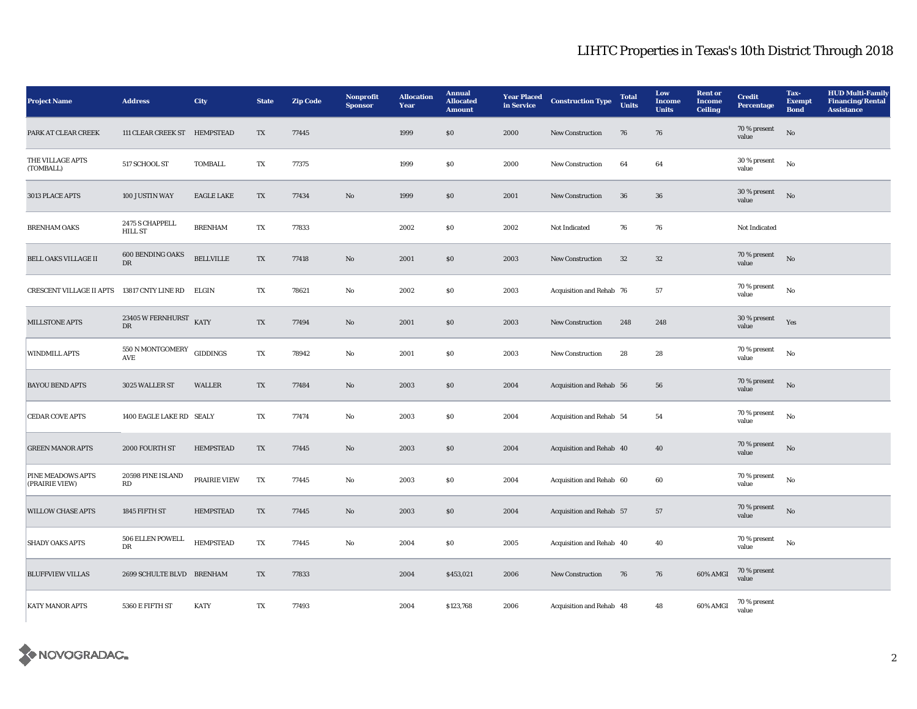## LIHTC Properties in Texas's 10th District Through 2018

| Project Name | Address | City | State | Zip Code | Nonprofit Sponsor | Allocation Year | Annual Allocated Amount | Year Placed in Service | Construction Type | Total Units | Low Income Units | Rent or Income Ceiling | Credit Percentage | Tax-Exempt Bond | HUD Multi-Family Financing/Rental Assistance |
|---|---|---|---|---|---|---|---|---|---|---|---|---|---|---|---|
| PARK AT CLEAR CREEK | 111 CLEAR CREEK ST | HEMPSTEAD | TX | 77445 | | 1999 | $0 | 2000 | New Construction | 76 | 76 | | 70 % present value | No | |
| THE VILLAGE APTS (TOMBALL) | 517 SCHOOL ST | TOMBALL | TX | 77375 | | 1999 | $0 | 2000 | New Construction | 64 | 64 | | 30 % present value | No | |
| 3013 PLACE APTS | 100 JUSTIN WAY | EAGLE LAKE | TX | 77434 | No | 1999 | $0 | 2001 | New Construction | 36 | 36 | | 30 % present value | No | |
| BRENHAM OAKS | 2475 S CHAPPELL HILL ST | BRENHAM | TX | 77833 | | 2002 | $0 | 2002 | Not Indicated | 76 | 76 | | Not Indicated | | |
| BELL OAKS VILLAGE II | 600 BENDING OAKS DR | BELLVILLE | TX | 77418 | No | 2001 | $0 | 2003 | New Construction | 32 | 32 | | 70 % present value | No | |
| CRESCENT VILLAGE II APTS | 13817 CNTY LINE RD | ELGIN | TX | 78621 | No | 2002 | $0 | 2003 | Acquisition and Rehab | 76 | 57 | | 70 % present value | No | |
| MILLSTONE APTS | 23405 W FERNHURST DR | KATY | TX | 77494 | No | 2001 | $0 | 2003 | New Construction | 248 | 248 | | 30 % present value | Yes | |
| WINDMILL APTS | 550 N MONTGOMERY AVE | GIDDINGS | TX | 78942 | No | 2001 | $0 | 2003 | New Construction | 28 | 28 | | 70 % present value | No | |
| BAYOU BEND APTS | 3025 WALLER ST | WALLER | TX | 77484 | No | 2003 | $0 | 2004 | Acquisition and Rehab | 56 | 56 | | 70 % present value | No | |
| CEDAR COVE APTS | 1400 EAGLE LAKE RD | SEALY | TX | 77474 | No | 2003 | $0 | 2004 | Acquisition and Rehab | 54 | 54 | | 70 % present value | No | |
| GREEN MANOR APTS | 2000 FOURTH ST | HEMPSTEAD | TX | 77445 | No | 2003 | $0 | 2004 | Acquisition and Rehab | 40 | 40 | | 70 % present value | No | |
| PINE MEADOWS APTS (PRAIRIE VIEW) | 20598 PINE ISLAND RD | PRAIRIE VIEW | TX | 77445 | No | 2003 | $0 | 2004 | Acquisition and Rehab | 60 | 60 | | 70 % present value | No | |
| WILLOW CHASE APTS | 1845 FIFTH ST | HEMPSTEAD | TX | 77445 | No | 2003 | $0 | 2004 | Acquisition and Rehab | 57 | 57 | | 70 % present value | No | |
| SHADY OAKS APTS | 506 ELLEN POWELL DR | HEMPSTEAD | TX | 77445 | No | 2004 | $0 | 2005 | Acquisition and Rehab | 40 | 40 | | 70 % present value | No | |
| BLUFFVIEW VILLAS | 2699 SCHULTE BLVD | BRENHAM | TX | 77833 | | 2004 | $453,021 | 2006 | New Construction | 76 | 76 | 60% AMGI | 70 % present value | | |
| KATY MANOR APTS | 5360 E FIFTH ST | KATY | TX | 77493 | | 2004 | $123,768 | 2006 | Acquisition and Rehab | 48 | 48 | 60% AMGI | 70 % present value | | |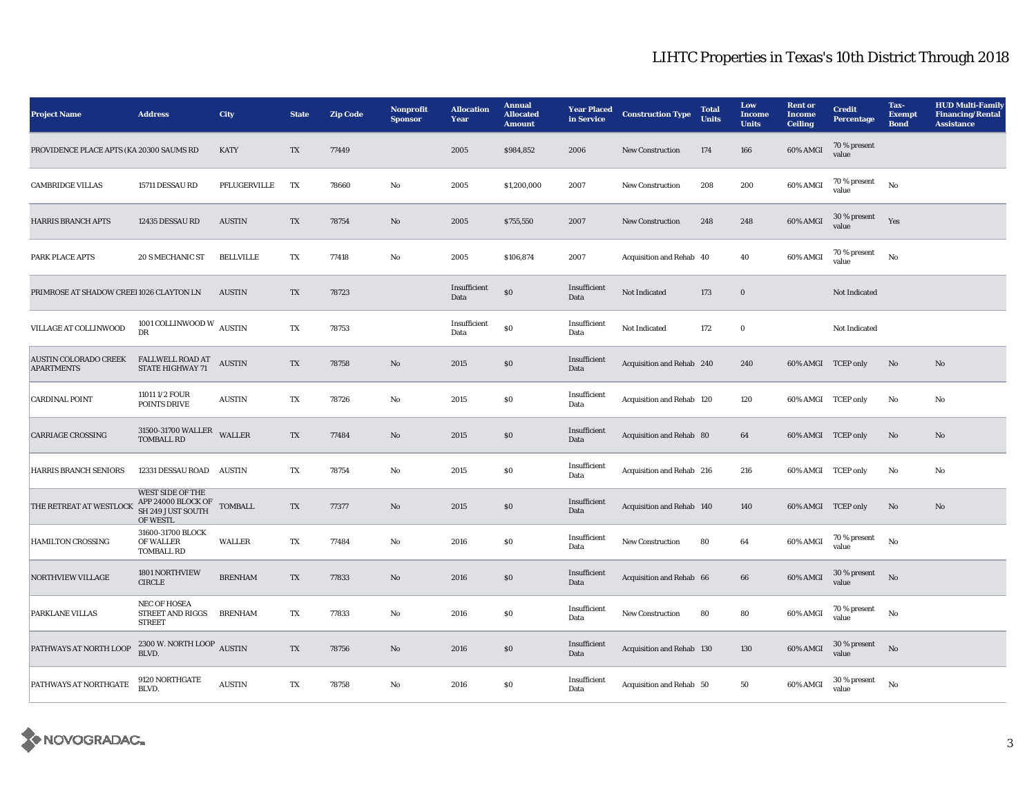# LIHTC Properties in Texas's 10th District Through 2018

| Project Name | Address | City | State | Zip Code | Nonprofit Sponsor | Allocation Year | Annual Allocated Amount | Year Placed in Service | Construction Type | Total Units | Low Income Units | Rent or Income Ceiling | Credit Percentage | Tax-Exempt Bond | HUD Multi-Family Financing/Rental Assistance |
|---|---|---|---|---|---|---|---|---|---|---|---|---|---|---|---|
| PROVIDENCE PLACE APTS (KA | 20300 SAUMS RD | KATY | TX | 77449 | | 2005 | $984,852 | 2006 | New Construction | 174 | 166 | 60% AMGI | 70 % present value | | |
| CAMBRIDGE VILLAS | 15711 DESSAU RD | PFLUGERVILLE | TX | 78660 | No | 2005 | $1,200,000 | 2007 | New Construction | 208 | 200 | 60% AMGI | 70 % present value | No | |
| HARRIS BRANCH APTS | 12435 DESSAU RD | AUSTIN | TX | 78754 | No | 2005 | $755,550 | 2007 | New Construction | 248 | 248 | 60% AMGI | 30 % present value | Yes | |
| PARK PLACE APTS | 20 S MECHANIC ST | BELLVILLE | TX | 77418 | No | 2005 | $106,874 | 2007 | Acquisition and Rehab | 40 | 40 | 60% AMGI | 70 % present value | No | |
| PRIMROSE AT SHADOW CREEI | 1026 CLAYTON LN | AUSTIN | TX | 78723 | | Insufficient Data | $0 | Insufficient Data | Not Indicated | 173 | 0 | | Not Indicated | | |
| VILLAGE AT COLLINWOOD | 1001 COLLINWOOD W DR | AUSTIN | TX | 78753 | | Insufficient Data | $0 | Insufficient Data | Not Indicated | 172 | 0 | | Not Indicated | | |
| AUSTIN COLORADO CREEK APARTMENTS | FALLWELL ROAD AT STATE HIGHWAY 71 | AUSTIN | TX | 78758 | No | 2015 | $0 | Insufficient Data | Acquisition and Rehab | 240 | 240 | 60% AMGI | TCEP only | No | No |
| CARDINAL POINT | 11011 1/2 FOUR POINTS DRIVE | AUSTIN | TX | 78726 | No | 2015 | $0 | Insufficient Data | Acquisition and Rehab | 120 | 120 | 60% AMGI | TCEP only | No | No |
| CARRIAGE CROSSING | 31500-31700 WALLER TOMBALL RD | WALLER | TX | 77484 | No | 2015 | $0 | Insufficient Data | Acquisition and Rehab | 80 | 64 | 60% AMGI | TCEP only | No | No |
| HARRIS BRANCH SENIORS | 12331 DESSAU ROAD | AUSTIN | TX | 78754 | No | 2015 | $0 | Insufficient Data | Acquisition and Rehab | 216 | 216 | 60% AMGI | TCEP only | No | No |
| THE RETREAT AT WESTLOCK | WEST SIDE OF THE APP 24000 BLOCK OF SH 249 JUST SOUTH OF WESTL | TOMBALL | TX | 77377 | No | 2015 | $0 | Insufficient Data | Acquisition and Rehab | 140 | 140 | 60% AMGI | TCEP only | No | No |
| HAMILTON CROSSING | 31600-31700 BLOCK OF WALLER TOMBALL RD | WALLER | TX | 77484 | No | 2016 | $0 | Insufficient Data | New Construction | 80 | 64 | 60% AMGI | 70 % present value | No | |
| NORTHVIEW VILLAGE | 1801 NORTHVIEW CIRCLE | BRENHAM | TX | 77833 | No | 2016 | $0 | Insufficient Data | Acquisition and Rehab | 66 | 66 | 60% AMGI | 30 % present value | No | |
| PARKLANE VILLAS | NEC OF HOSEA STREET AND RIGGS STREET | BRENHAM | TX | 77833 | No | 2016 | $0 | Insufficient Data | New Construction | 80 | 80 | 60% AMGI | 70 % present value | No | |
| PATHWAYS AT NORTH LOOP | 2300 W. NORTH LOOP BLVD. | AUSTIN | TX | 78756 | No | 2016 | $0 | Insufficient Data | Acquisition and Rehab | 130 | 130 | 60% AMGI | 30 % present value | No | |
| PATHWAYS AT NORTHGATE | 9120 NORTHGATE BLVD. | AUSTIN | TX | 78758 | No | 2016 | $0 | Insufficient Data | Acquisition and Rehab | 50 | 50 | 60% AMGI | 30 % present value | No | |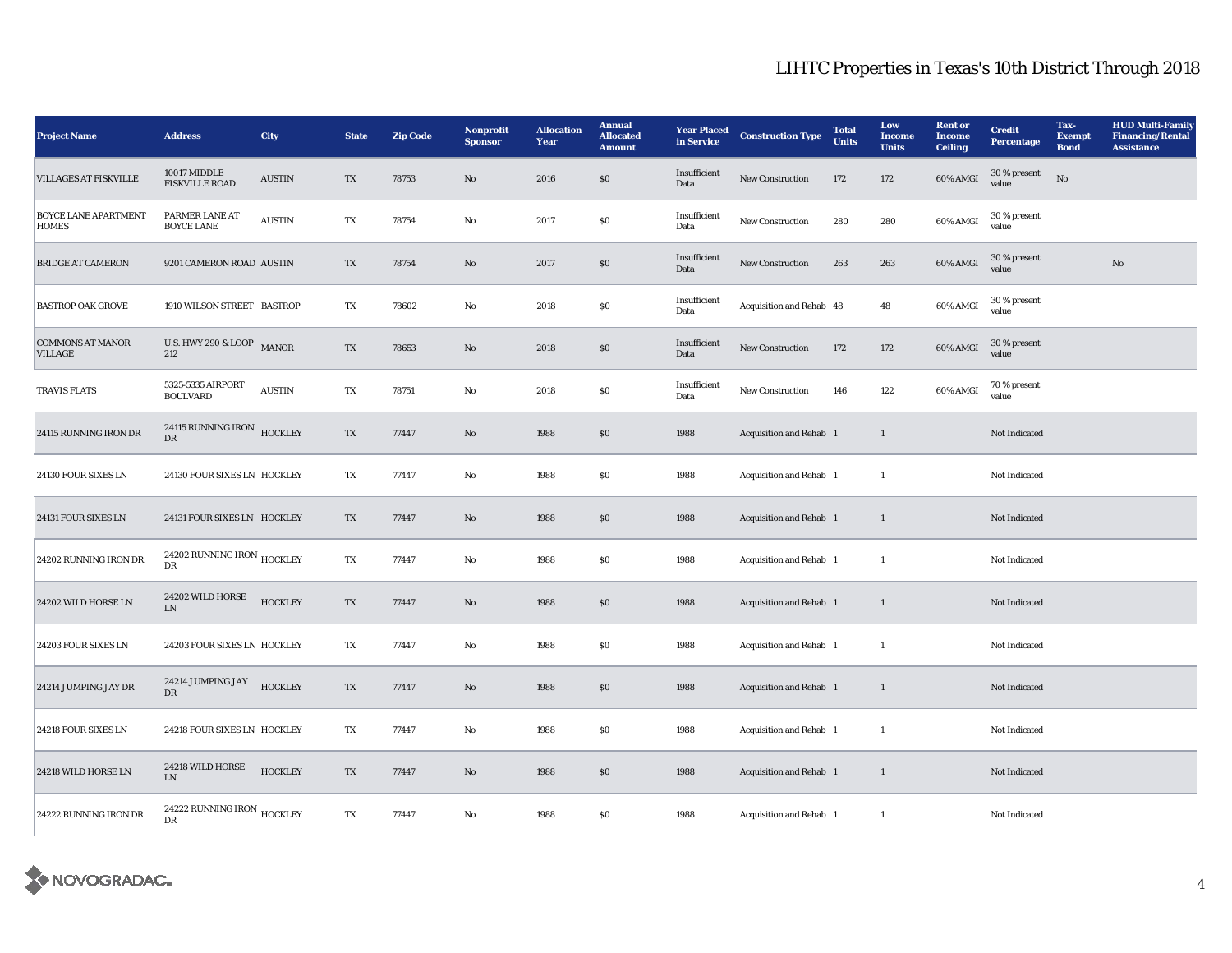# LIHTC Properties in Texas's 10th District Through 2018

| Project Name | Address | City | State | Zip Code | Nonprofit Sponsor | Allocation Year | Annual Allocated Amount | Year Placed in Service | Construction Type | Total Units | Low Income Units | Rent or Income Ceiling | Credit Percentage | Tax-Exempt Bond | HUD Multi-Family Financing/Rental Assistance |
|---|---|---|---|---|---|---|---|---|---|---|---|---|---|---|---|
| VILLAGES AT FISKVILLE | 10017 MIDDLE FISKVILLE ROAD | AUSTIN | TX | 78753 | No | 2016 | $0 | Insufficient Data | New Construction | 172 | 172 | 60% AMGI | 30 % present value | No | |
| BOYCE LANE APARTMENT HOMES | PARMER LANE AT BOYCE LANE | AUSTIN | TX | 78754 | No | 2017 | $0 | Insufficient Data | New Construction | 280 | 280 | 60% AMGI | 30 % present value | | |
| BRIDGE AT CAMERON | 9201 CAMERON ROAD | AUSTIN | TX | 78754 | No | 2017 | $0 | Insufficient Data | New Construction | 263 | 263 | 60% AMGI | 30 % present value | | No |
| BASTROP OAK GROVE | 1910 WILSON STREET | BASTROP | TX | 78602 | No | 2018 | $0 | Insufficient Data | Acquisition and Rehab | 48 | 48 | 60% AMGI | 30 % present value | | |
| COMMONS AT MANOR VILLAGE | U.S. HWY 290 & LOOP 212 | MANOR | TX | 78653 | No | 2018 | $0 | Insufficient Data | New Construction | 172 | 172 | 60% AMGI | 30 % present value | | |
| TRAVIS FLATS | 5325-5335 AIRPORT BOULVARD | AUSTIN | TX | 78751 | No | 2018 | $0 | Insufficient Data | New Construction | 146 | 122 | 60% AMGI | 70 % present value | | |
| 24115 RUNNING IRON DR | 24115 RUNNING IRON DR | HOCKLEY | TX | 77447 | No | 1988 | $0 | 1988 | Acquisition and Rehab | 1 | 1 | | Not Indicated | | |
| 24130 FOUR SIXES LN | 24130 FOUR SIXES LN | HOCKLEY | TX | 77447 | No | 1988 | $0 | 1988 | Acquisition and Rehab | 1 | 1 | | Not Indicated | | |
| 24131 FOUR SIXES LN | 24131 FOUR SIXES LN | HOCKLEY | TX | 77447 | No | 1988 | $0 | 1988 | Acquisition and Rehab | 1 | 1 | | Not Indicated | | |
| 24202 RUNNING IRON DR | 24202 RUNNING IRON DR | HOCKLEY | TX | 77447 | No | 1988 | $0 | 1988 | Acquisition and Rehab | 1 | 1 | | Not Indicated | | |
| 24202 WILD HORSE LN | 24202 WILD HORSE LN | HOCKLEY | TX | 77447 | No | 1988 | $0 | 1988 | Acquisition and Rehab | 1 | 1 | | Not Indicated | | |
| 24203 FOUR SIXES LN | 24203 FOUR SIXES LN | HOCKLEY | TX | 77447 | No | 1988 | $0 | 1988 | Acquisition and Rehab | 1 | 1 | | Not Indicated | | |
| 24214 JUMPING JAY DR | 24214 JUMPING JAY DR | HOCKLEY | TX | 77447 | No | 1988 | $0 | 1988 | Acquisition and Rehab | 1 | 1 | | Not Indicated | | |
| 24218 FOUR SIXES LN | 24218 FOUR SIXES LN | HOCKLEY | TX | 77447 | No | 1988 | $0 | 1988 | Acquisition and Rehab | 1 | 1 | | Not Indicated | | |
| 24218 WILD HORSE LN | 24218 WILD HORSE LN | HOCKLEY | TX | 77447 | No | 1988 | $0 | 1988 | Acquisition and Rehab | 1 | 1 | | Not Indicated | | |
| 24222 RUNNING IRON DR | 24222 RUNNING IRON DR | HOCKLEY | TX | 77447 | No | 1988 | $0 | 1988 | Acquisition and Rehab | 1 | 1 | | Not Indicated | | |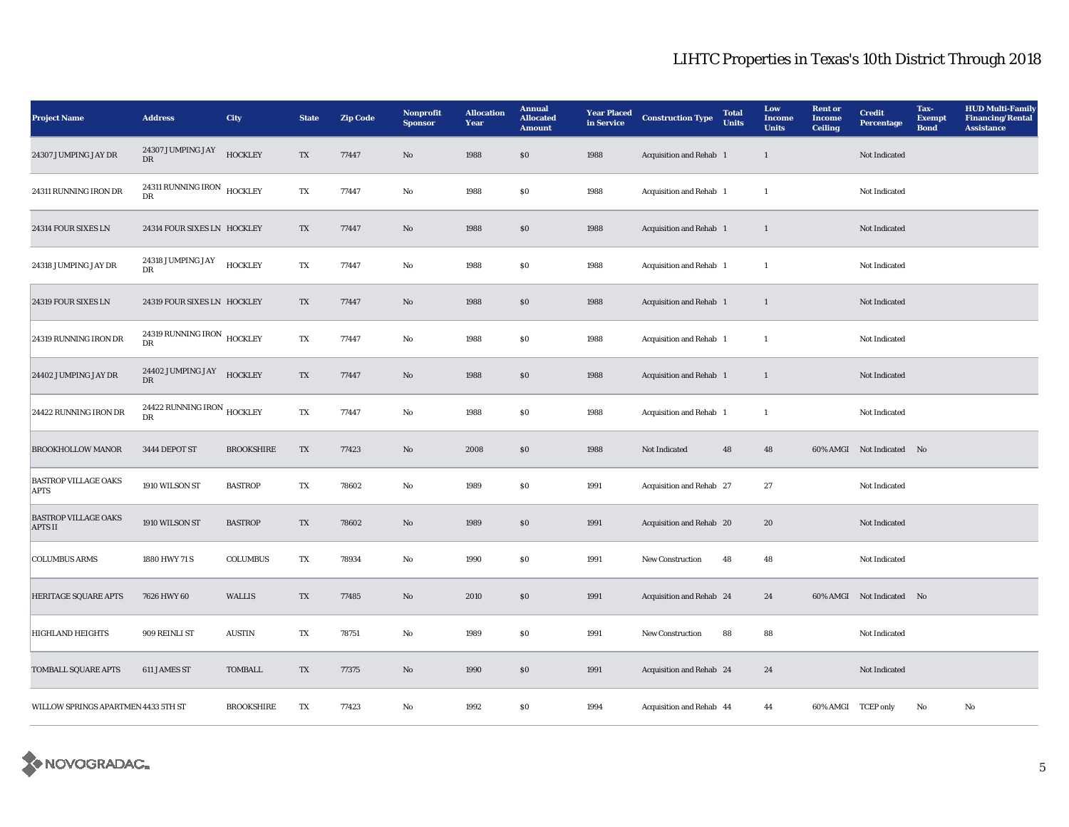## LIHTC Properties in Texas's 10th District Through 2018

| Project Name | Address | City | State | Zip Code | Nonprofit Sponsor | Allocation Year | Annual Allocated Amount | Year Placed in Service | Construction Type | Total Units | Low Income Units | Rent or Income Ceiling | Credit Percentage | Tax-Exempt Bond | HUD Multi-Family Financing/Rental Assistance |
|---|---|---|---|---|---|---|---|---|---|---|---|---|---|---|---|
| 24307 JUMPING JAY DR | 24307 JUMPING JAY DR | HOCKLEY | TX | 77447 | No | 1988 | $0 | 1988 | Acquisition and Rehab | 1 | 1 | | Not Indicated | | |
| 24311 RUNNING IRON DR | 24311 RUNNING IRON DR | HOCKLEY | TX | 77447 | No | 1988 | $0 | 1988 | Acquisition and Rehab | 1 | 1 | | Not Indicated | | |
| 24314 FOUR SIXES LN | 24314 FOUR SIXES LN | HOCKLEY | TX | 77447 | No | 1988 | $0 | 1988 | Acquisition and Rehab | 1 | 1 | | Not Indicated | | |
| 24318 JUMPING JAY DR | 24318 JUMPING JAY DR | HOCKLEY | TX | 77447 | No | 1988 | $0 | 1988 | Acquisition and Rehab | 1 | 1 | | Not Indicated | | |
| 24319 FOUR SIXES LN | 24319 FOUR SIXES LN | HOCKLEY | TX | 77447 | No | 1988 | $0 | 1988 | Acquisition and Rehab | 1 | 1 | | Not Indicated | | |
| 24319 RUNNING IRON DR | 24319 RUNNING IRON DR | HOCKLEY | TX | 77447 | No | 1988 | $0 | 1988 | Acquisition and Rehab | 1 | 1 | | Not Indicated | | |
| 24402 JUMPING JAY DR | 24402 JUMPING JAY DR | HOCKLEY | TX | 77447 | No | 1988 | $0 | 1988 | Acquisition and Rehab | 1 | 1 | | Not Indicated | | |
| 24422 RUNNING IRON DR | 24422 RUNNING IRON DR | HOCKLEY | TX | 77447 | No | 1988 | $0 | 1988 | Acquisition and Rehab | 1 | 1 | | Not Indicated | | |
| BROOKHOLLOW MANOR | 3444 DEPOT ST | BROOKSHIRE | TX | 77423 | No | 2008 | $0 | 1988 | Not Indicated | 48 | 48 | 60% AMGI | Not Indicated | No | |
| BASTROP VILLAGE OAKS APTS | 1910 WILSON ST | BASTROP | TX | 78602 | No | 1989 | $0 | 1991 | Acquisition and Rehab | 27 | 27 | | Not Indicated | | |
| BASTROP VILLAGE OAKS APTS II | 1910 WILSON ST | BASTROP | TX | 78602 | No | 1989 | $0 | 1991 | Acquisition and Rehab | 20 | 20 | | Not Indicated | | |
| COLUMBUS ARMS | 1880 HWY 71 S | COLUMBUS | TX | 78934 | No | 1990 | $0 | 1991 | New Construction | 48 | 48 | | Not Indicated | | |
| HERITAGE SQUARE APTS | 7626 HWY 60 | WALLIS | TX | 77485 | No | 2010 | $0 | 1991 | Acquisition and Rehab | 24 | 24 | 60% AMGI | Not Indicated | No | |
| HIGHLAND HEIGHTS | 909 REINLI ST | AUSTIN | TX | 78751 | No | 1989 | $0 | 1991 | New Construction | 88 | 88 | | Not Indicated | | |
| TOMBALL SQUARE APTS | 611 JAMES ST | TOMBALL | TX | 77375 | No | 1990 | $0 | 1991 | Acquisition and Rehab | 24 | 24 | | Not Indicated | | |
| WILLOW SPRINGS APARTMEN | 4433 5TH ST | BROOKSHIRE | TX | 77423 | No | 1992 | $0 | 1994 | Acquisition and Rehab | 44 | 44 | 60% AMGI | TCEP only | No | No |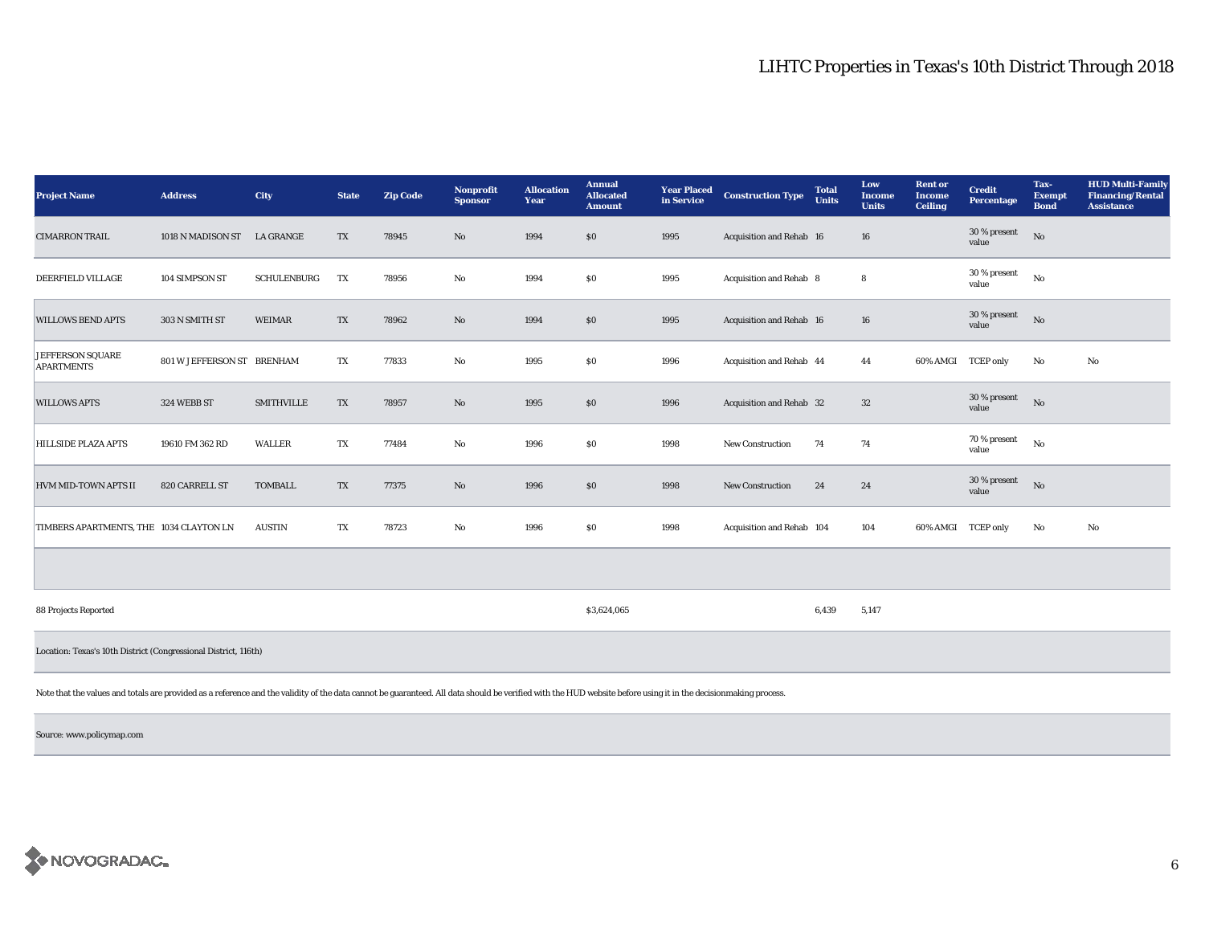# LIHTC Properties in Texas's 10th District Through 2018

| Project Name | Address | City | State | Zip Code | Nonprofit Sponsor | Allocation Year | Annual Allocated Amount | Year Placed in Service | Construction Type | Total Units | Low Income Units | Rent or Income Ceiling | Credit Percentage | Tax-Exempt Bond | HUD Multi-Family Financing/Rental Assistance |
|---|---|---|---|---|---|---|---|---|---|---|---|---|---|---|---|
| CIMARRON TRAIL | 1018 N MADISON ST | LA GRANGE | TX | 78945 | No | 1994 | $0 | 1995 | Acquisition and Rehab | 16 | 16 | | 30 % present value | No | |
| DEERFIELD VILLAGE | 104 SIMPSON ST | SCHULENBURG | TX | 78956 | No | 1994 | $0 | 1995 | Acquisition and Rehab | 8 | 8 | | 30 % present value | No | |
| WILLOWS BEND APTS | 303 N SMITH ST | WEIMAR | TX | 78962 | No | 1994 | $0 | 1995 | Acquisition and Rehab | 16 | 16 | | 30 % present value | No | |
| JEFFERSON SQUARE APARTMENTS | 801 W JEFFERSON ST | BRENHAM | TX | 77833 | No | 1995 | $0 | 1996 | Acquisition and Rehab | 44 | 44 | 60% AMGI | TCEP only | No | No |
| WILLOWS APTS | 324 WEBB ST | SMITHVILLE | TX | 78957 | No | 1995 | $0 | 1996 | Acquisition and Rehab | 32 | 32 | | 30 % present value | No | |
| HILLSIDE PLAZA APTS | 19610 FM 362 RD | WALLER | TX | 77484 | No | 1996 | $0 | 1998 | New Construction | 74 | 74 | | 70 % present value | No | |
| HVM MID-TOWN APTS II | 820 CARRELL ST | TOMBALL | TX | 77375 | No | 1996 | $0 | 1998 | New Construction | 24 | 24 | | 30 % present value | No | |
| TIMBERS APARTMENTS, THE | 1034 CLAYTON LN | AUSTIN | TX | 78723 | No | 1996 | $0 | 1998 | Acquisition and Rehab | 104 | 104 | 60% AMGI | TCEP only | No | No |
| | | | | | | | | | | | | | | | |
| 88 Projects Reported | | | | | | | $3,624,065 | | | 6,439 | 5,147 | | | | |

Location: Texas's 10th District (Congressional District, 116th)

Note that the values and totals are provided as a reference and the validity of the data cannot be guaranteed. All data should be verified with the HUD website before using it in the decisionmaking process.

Source: www.policymap.com